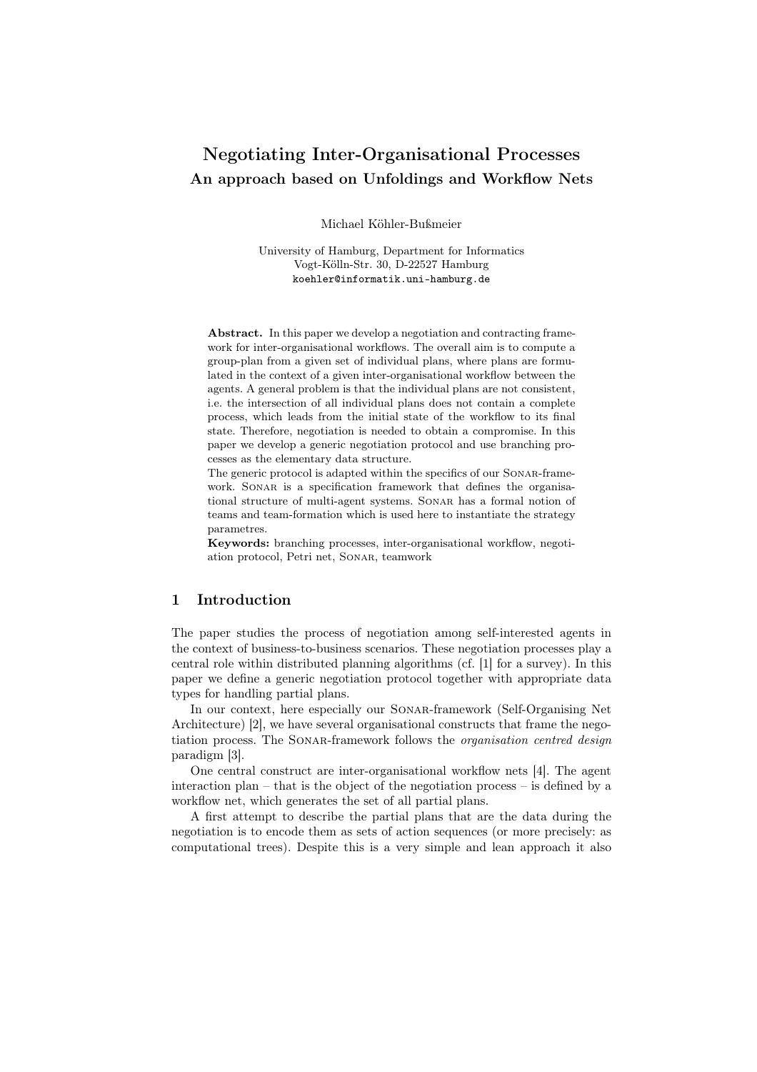# Negotiating Inter-Organisational Processes

## An approach based on Unfoldings and Workflow Nets

Michael Köhler-Bußmeier

University of Hamburg, Department for Informatics
Vogt-Kölln-Str. 30, D-22527 Hamburg
koehler@informatik.uni-hamburg.de

**Abstract.** In this paper we develop a negotiation and contracting framework for inter-organisational workflows. The overall aim is to compute a group-plan from a given set of individual plans, where plans are formulated in the context of a given inter-organisational workflow between the agents. A general problem is that the individual plans are not consistent, i.e. the intersection of all individual plans does not contain a complete process, which leads from the initial state of the workflow to its final state. Therefore, negotiation is needed to obtain a compromise. In this paper we develop a generic negotiation protocol and use branching processes as the elementary data structure.

The generic protocol is adapted within the specifics of our Sonar-framework. Sonar is a specification framework that defines the organisational structure of multi-agent systems. Sonar has a formal notion of teams and team-formation which is used here to instantiate the strategy parametres.

**Keywords:** branching processes, inter-organisational workflow, negotiation protocol, Petri net, Sonar, teamwork

## 1 Introduction

The paper studies the process of negotiation among self-interested agents in the context of business-to-business scenarios. These negotiation processes play a central role within distributed planning algorithms (cf. [1] for a survey). In this paper we define a generic negotiation protocol together with appropriate data types for handling partial plans.

In our context, here especially our Sonar-framework (Self-Organising Net Architecture) [2], we have several organisational constructs that frame the negotiation process. The Sonar-framework follows the *organisation centred design* paradigm [3].

One central construct are inter-organisational workflow nets [4]. The agent interaction plan – that is the object of the negotiation process – is defined by a workflow net, which generates the set of all partial plans.

A first attempt to describe the partial plans that are the data during the negotiation is to encode them as sets of action sequences (or more precisely: as computational trees). Despite this is a very simple and lean approach it also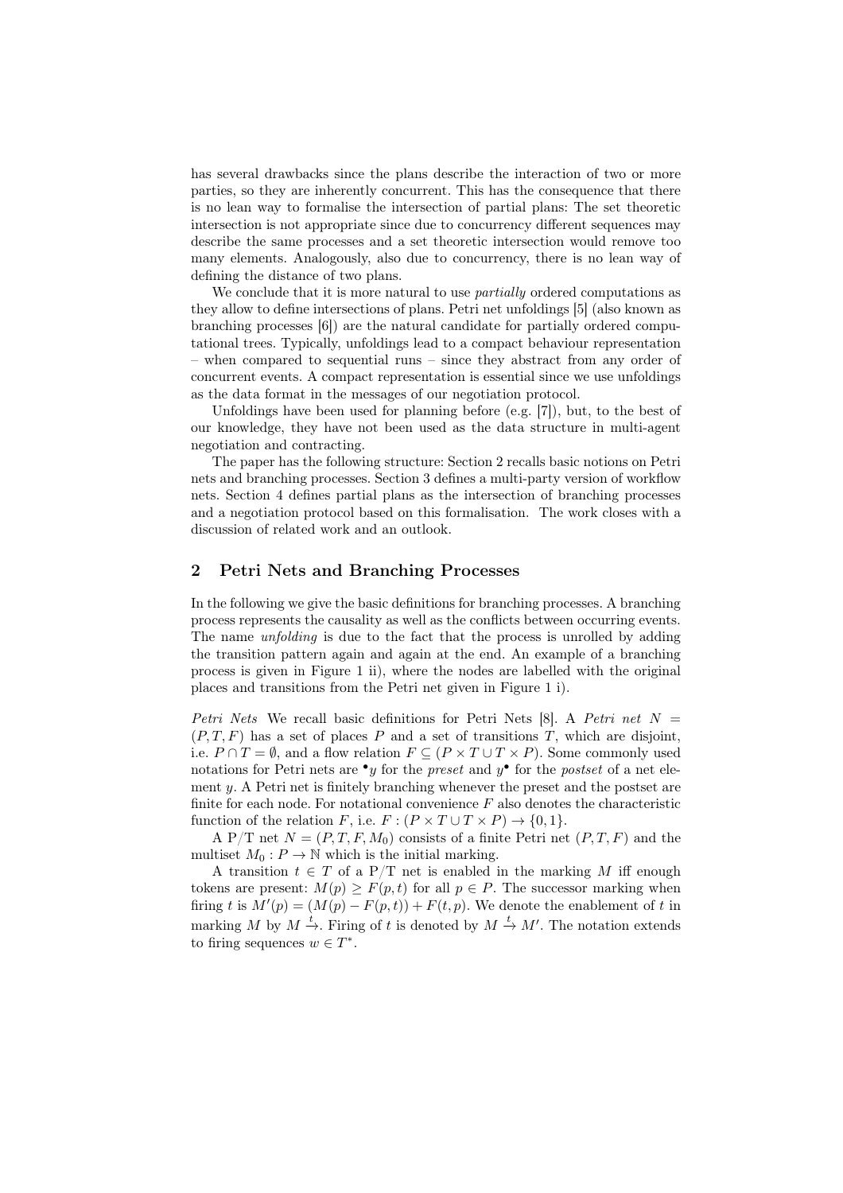has several drawbacks since the plans describe the interaction of two or more parties, so they are inherently concurrent. This has the consequence that there is no lean way to formalise the intersection of partial plans: The set theoretic intersection is not appropriate since due to concurrency different sequences may describe the same processes and a set theoretic intersection would remove too many elements. Analogously, also due to concurrency, there is no lean way of defining the distance of two plans.

We conclude that it is more natural to use *partially* ordered computations as they allow to define intersections of plans. Petri net unfoldings [5] (also known as branching processes [6]) are the natural candidate for partially ordered computational trees. Typically, unfoldings lead to a compact behaviour representation – when compared to sequential runs – since they abstract from any order of concurrent events. A compact representation is essential since we use unfoldings as the data format in the messages of our negotiation protocol.

Unfoldings have been used for planning before (e.g. [7]), but, to the best of our knowledge, they have not been used as the data structure in multi-agent negotiation and contracting.

The paper has the following structure: Section 2 recalls basic notions on Petri nets and branching processes. Section 3 defines a multi-party version of workflow nets. Section 4 defines partial plans as the intersection of branching processes and a negotiation protocol based on this formalisation. The work closes with a discussion of related work and an outlook.

## 2 Petri Nets and Branching Processes

In the following we give the basic definitions for branching processes. A branching process represents the causality as well as the conflicts between occurring events. The name *unfolding* is due to the fact that the process is unrolled by adding the transition pattern again and again at the end. An example of a branching process is given in Figure 1 ii), where the nodes are labelled with the original places and transitions from the Petri net given in Figure 1 i).

*Petri Nets* We recall basic definitions for Petri Nets [8]. A *Petri net* $N = (P, T, F)$ has a set of places $P$ and a set of transitions $T$, which are disjoint, i.e. $P \cap T = \emptyset$, and a flow relation $F \subseteq (P \times T \cup T \times P)$. Some commonly used notations for Petri nets are ${}^\bullet y$ for the *preset* and $y^\bullet$ for the *postset* of a net element $y$. A Petri net is finitely branching whenever the preset and the postset are finite for each node. For notational convenience $F$ also denotes the characteristic function of the relation $F$, i.e. $F : (P \times T \cup T \times P) \to \{0, 1\}$.

A P/T net $N = (P, T, F, M_0)$ consists of a finite Petri net $(P, T, F)$ and the multiset $M_0 : P \to \mathbb{N}$ which is the initial marking.

A transition $t \in T$ of a P/T net is enabled in the marking $M$ iff enough tokens are present: $M(p) \geq F(p, t)$ for all $p \in P$. The successor marking when firing $t$ is $M'(p) = (M(p) - F(p, t)) + F(t, p)$. We denote the enablement of $t$ in marking $M$ by $M \xrightarrow{t}$. Firing of $t$ is denoted by $M \xrightarrow{t} M'$. The notation extends to firing sequences $w \in T^*$.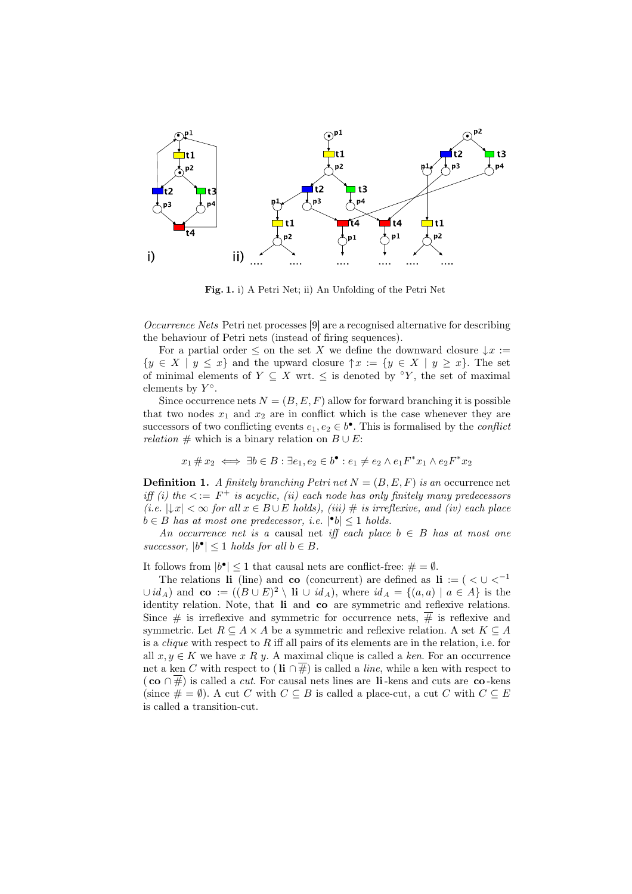**Fig. 1.** i) A Petri Net; ii) An Unfolding of the Petri Net

*Occurrence Nets* Petri net processes [9] are a recognised alternative for describing the behaviour of Petri nets (instead of firing sequences).

For a partial order $\leq$ on the set $X$ we define the downward closure $\downarrow x := \{y \in X \mid y \leq x\}$ and the upward closure $\uparrow x := \{y \in X \mid y \geq x\}$. The set of minimal elements of $Y \subseteq X$ wrt. $\leq$ is denoted by ${}^{\circ}Y$, the set of maximal elements by $Y^{\circ}$.

Since occurrence nets $N = (B, E, F)$ allow for forward branching it is possible that two nodes $x_1$ and $x_2$ are in conflict which is the case whenever they are successors of two conflicting events $e_1, e_2 \in b^{\bullet}$. This is formalised by the *conflict relation* $\#$ which is a binary relation on $B \cup E$:

$$x_1 \# x_2 \iff \exists b \in B : \exists e_1, e_2 \in b^{\bullet} : e_1 \neq e_2 \wedge e_1 F^* x_1 \wedge e_2 F^* x_2$$

**Definition 1.** *A finitely branching Petri net $N = (B, E, F)$ is an* occurrence net *iff (i) the $< := F^+$ is acyclic, (ii) each node has only finitely many predecessors (i.e. $|\downarrow x| < \infty$ for all $x \in B \cup E$ holds), (iii) $\#$ is irreflexive, and (iv) each place $b \in B$ has at most one predecessor, i.e. $|{}^{\bullet}b| \leq 1$ holds.*

*An occurrence net is a* causal *net iff each place $b \in B$ has at most one successor, $|b^{\bullet}| \leq 1$ holds for all $b \in B$.*

It follows from $|b^{\bullet}| \leq 1$ that causal nets are conflict-free: $\# = \emptyset$.

The relations **li** (line) and **co** (concurrent) are defined as $\mathbf{li} := ( < \cup <^{-1} \cup id_A)$ and $\mathbf{co} := ((B \cup E)^2 \setminus \mathbf{li} \cup id_A)$, where $id_A = \{(a, a) \mid a \in A\}$ is the identity relation. Note, that **li** and **co** are symmetric and reflexive relations. Since $\#$ is irreflexive and symmetric for occurrence nets, $\overline{\#}$ is reflexive and symmetric. Let $R \subseteq A \times A$ be a symmetric and reflexive relation. A set $K \subseteq A$ is a *clique* with respect to $R$ iff all pairs of its elements are in the relation, i.e. for all $x, y \in K$ we have $x \; R \; y$. A maximal clique is called a *ken*. For an occurrence net a ken $C$ with respect to $(\mathbf{li} \cap \overline{\#})$ is called a *line*, while a ken with respect to $(\mathbf{co} \cap \overline{\#})$ is called a *cut*. For causal nets lines are **li**-kens and cuts are **co**-kens (since $\# = \emptyset$). A cut $C$ with $C \subseteq B$ is called a place-cut, a cut $C$ with $C \subseteq E$ is called a transition-cut.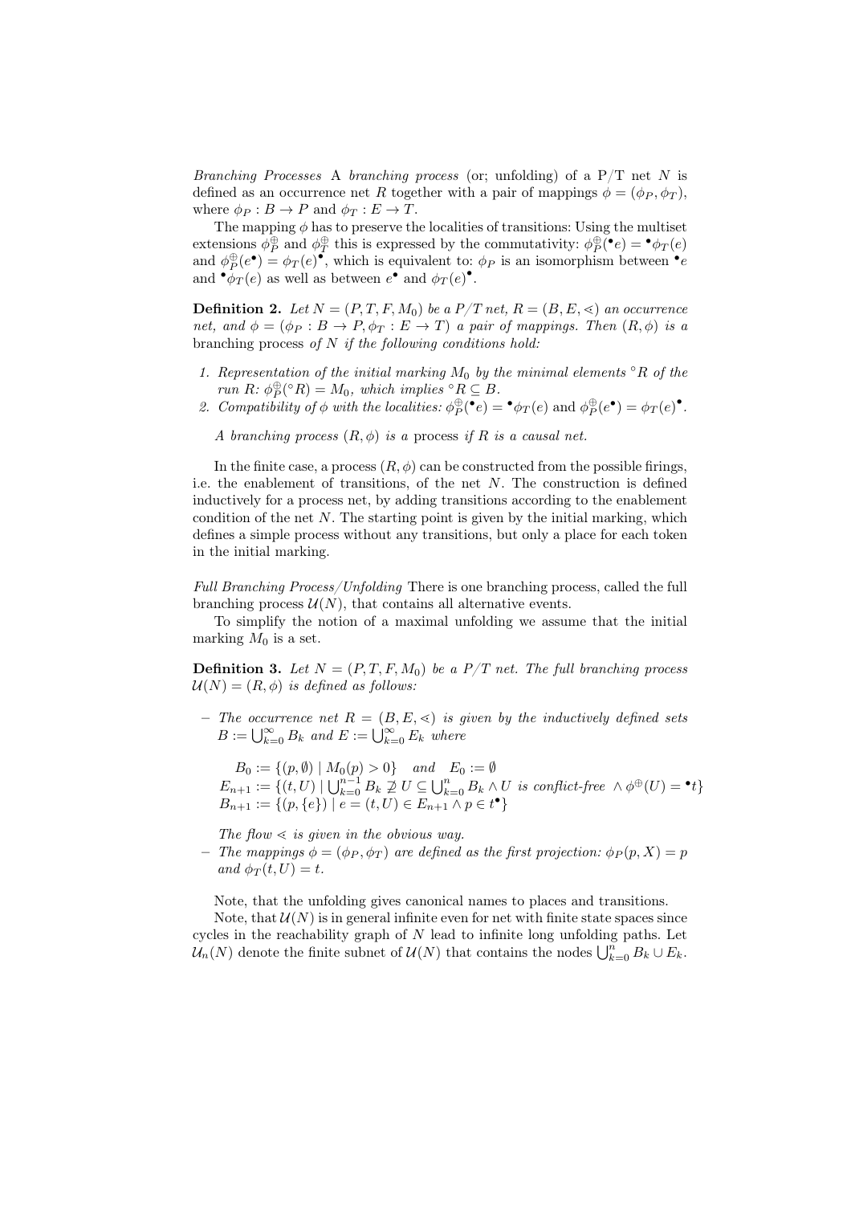*Branching Processes* A *branching process* (or; unfolding) of a P/T net $N$ is defined as an occurrence net $R$ together with a pair of mappings $\phi = (\phi_P, \phi_T)$, where $\phi_P : B \to P$ and $\phi_T : E \to T$.

The mapping $\phi$ has to preserve the localities of transitions: Using the multiset extensions $\phi_P^{\oplus}$ and $\phi_T^{\oplus}$ this is expressed by the commutativity: $\phi_P^{\oplus}({}^\bullet e) = {}^\bullet\phi_T(e)$ and $\phi_P^{\oplus}(e^\bullet) = \phi_T(e)^\bullet$, which is equivalent to: $\phi_P$ is an isomorphism between ${}^\bullet e$ and ${}^\bullet\phi_T(e)$ as well as between $e^\bullet$ and $\phi_T(e)^\bullet$.

**Definition 2.** *Let $N = (P, T, F, M_0)$ be a P/T net, $R = (B, E, \lessdot)$ an occurrence net, and $\phi = (\phi_P : B \to P, \phi_T : E \to T)$ a pair of mappings. Then $(R, \phi)$ is a* branching process *of $N$ if the following conditions hold:*

1. *Representation of the initial marking $M_0$ by the minimal elements ${}^\circ R$ of the run $R$: $\phi_P^{\oplus}({}^\circ R) = M_0$, which implies ${}^\circ R \subseteq B$.*
2. *Compatibility of $\phi$ with the localities: $\phi_P^{\oplus}({}^\bullet e) = {}^\bullet\phi_T(e)$ and $\phi_P^{\oplus}(e^\bullet) = \phi_T(e)^\bullet$.*

*A branching process $(R, \phi)$ is a* process *if $R$ is a causal net.*

In the finite case, a process $(R, \phi)$ can be constructed from the possible firings, i.e. the enablement of transitions, of the net $N$. The construction is defined inductively for a process net, by adding transitions according to the enablement condition of the net $N$. The starting point is given by the initial marking, which defines a simple process without any transitions, but only a place for each token in the initial marking.

*Full Branching Process/Unfolding* There is one branching process, called the full branching process $\mathcal{U}(N)$, that contains all alternative events.

To simplify the notion of a maximal unfolding we assume that the initial marking $M_0$ is a set.

**Definition 3.** *Let $N = (P, T, F, M_0)$ be a P/T net. The full branching process $\mathcal{U}(N) = (R, \phi)$ is defined as follows:*

- *The occurrence net $R = (B, E, \lessdot)$ is given by the inductively defined sets $B := \bigcup_{k=0}^{\infty} B_k$ and $E := \bigcup_{k=0}^{\infty} E_k$ where*

$$B_0 := \{(p, \emptyset) \mid M_0(p) > 0\} \quad \textit{and} \quad E_0 := \emptyset$$
$$E_{n+1} := \{(t, U) \mid \textstyle\bigcup_{k=0}^{n-1} B_k \not\supseteq U \subseteq \bigcup_{k=0}^{n} B_k \wedge U \textit{ is conflict-free } \wedge \phi^{\oplus}(U) = {}^\bullet t\}$$
$$B_{n+1} := \{(p, \{e\}) \mid e = (t, U) \in E_{n+1} \wedge p \in t^\bullet\}$$

  *The flow $\lessdot$ is given in the obvious way.*
- *The mappings $\phi = (\phi_P, \phi_T)$ are defined as the first projection: $\phi_P(p, X) = p$ and $\phi_T(t, U) = t$.*

Note, that the unfolding gives canonical names to places and transitions.

Note, that $\mathcal{U}(N)$ is in general infinite even for net with finite state spaces since cycles in the reachability graph of $N$ lead to infinite long unfolding paths. Let $\mathcal{U}_n(N)$ denote the finite subnet of $\mathcal{U}(N)$ that contains the nodes $\bigcup_{k=0}^{n} B_k \cup E_k$.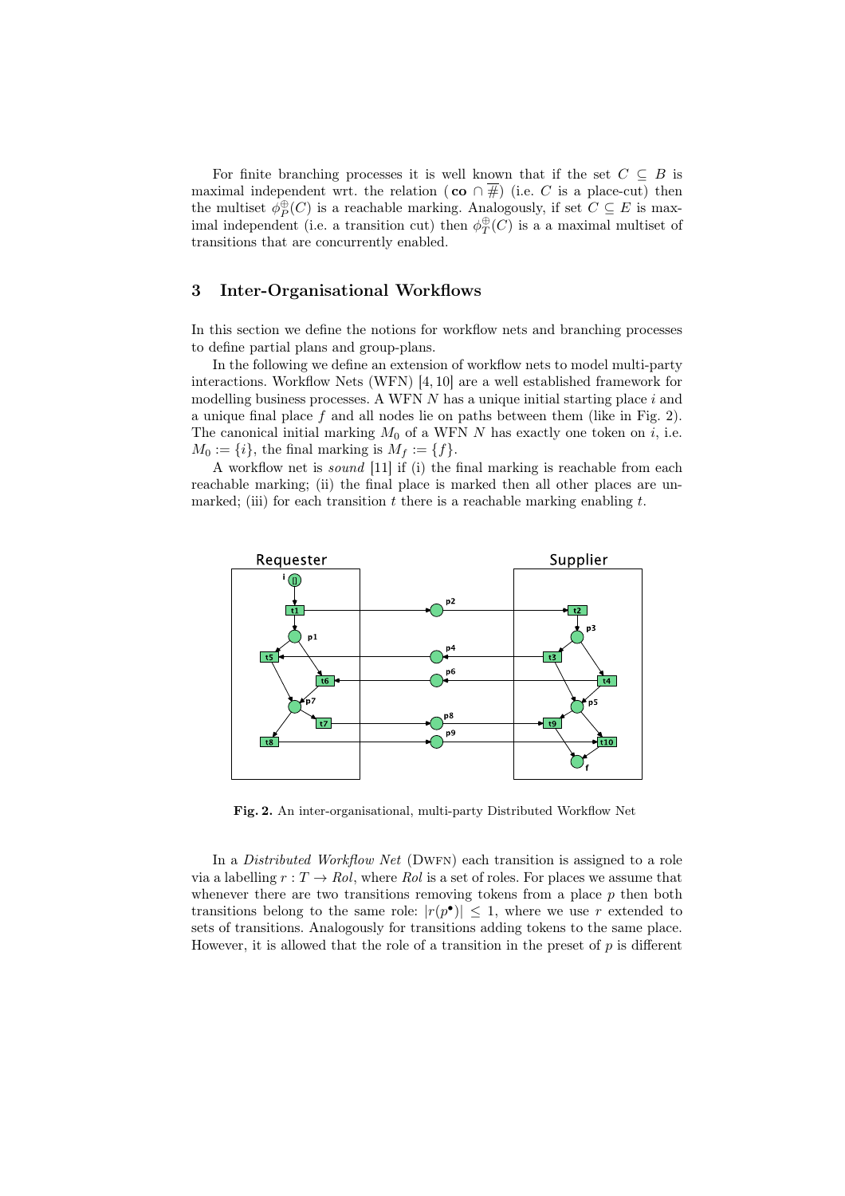For finite branching processes it is well known that if the set $C \subseteq B$ is maximal independent wrt. the relation $(\textbf{co} \cap \overline{\#})$ (i.e. $C$ is a place-cut) then the multiset $\phi_P^{\oplus}(C)$ is a reachable marking. Analogously, if set $C \subseteq E$ is maximal independent (i.e. a transition cut) then $\phi_T^{\oplus}(C)$ is a a maximal multiset of transitions that are concurrently enabled.

## 3 Inter-Organisational Workflows

In this section we define the notions for workflow nets and branching processes to define partial plans and group-plans.

In the following we define an extension of workflow nets to model multi-party interactions. Workflow Nets (WFN) [4, 10] are a well established framework for modelling business processes. A WFN $N$ has a unique initial starting place $i$ and a unique final place $f$ and all nodes lie on paths between them (like in Fig. 2). The canonical initial marking $M_0$ of a WFN $N$ has exactly one token on $i$, i.e. $M_0 := \{i\}$, the final marking is $M_f := \{f\}$.

A workflow net is *sound* [11] if (i) the final marking is reachable from each reachable marking; (ii) the final place is marked then all other places are unmarked; (iii) for each transition $t$ there is a reachable marking enabling $t$.

**Fig. 2.** An inter-organisational, multi-party Distributed Workflow Net

In a *Distributed Workflow Net* (DWFN) each transition is assigned to a role via a labelling $r : T \to Rol$, where $Rol$ is a set of roles. For places we assume that whenever there are two transitions removing tokens from a place $p$ then both transitions belong to the same role: $|r(p^\bullet)| \leq 1$, where we use $r$ extended to sets of transitions. Analogously for transitions adding tokens to the same place. However, it is allowed that the role of a transition in the preset of $p$ is different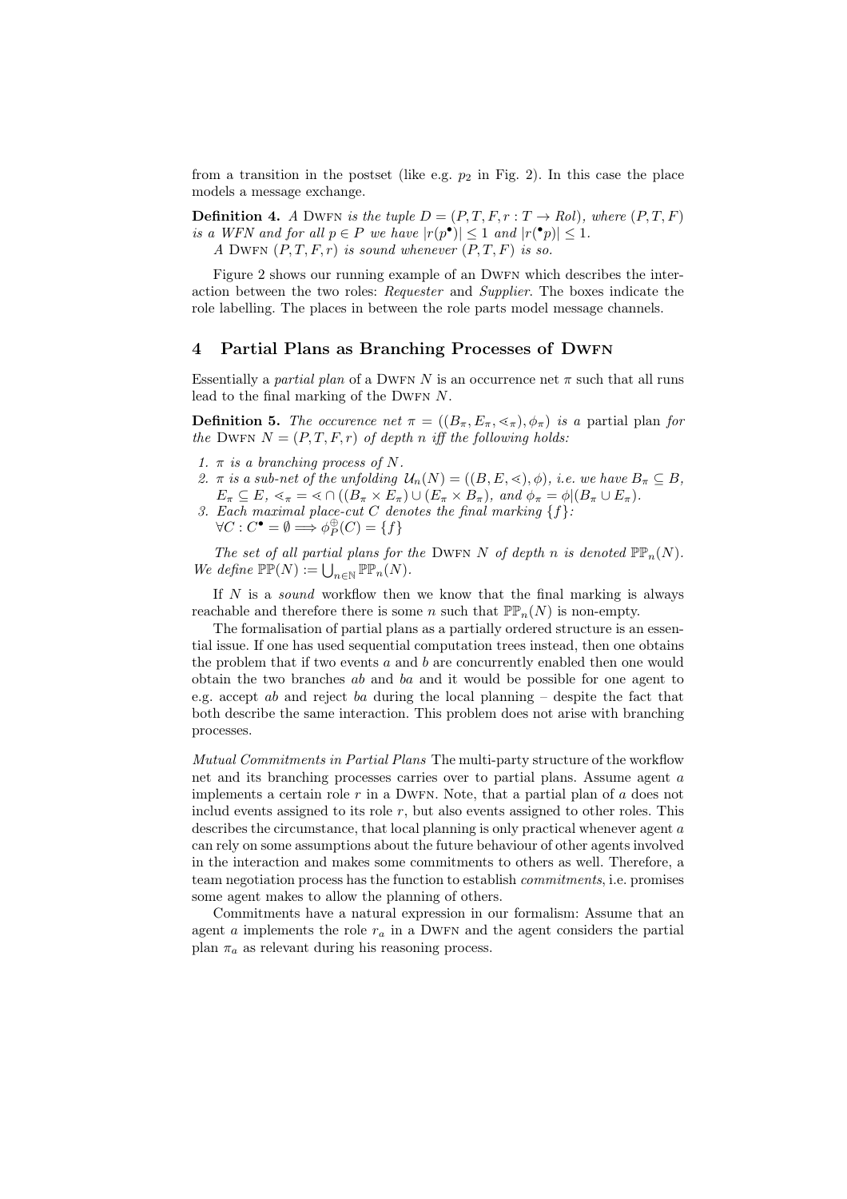from a transition in the postset (like e.g. $p_2$ in Fig. 2). In this case the place models a message exchange.

**Definition 4.** *A* Dwfn *is the tuple* $D = (P, T, F, r : T \to Rol)$*, where* $(P, T, F)$ *is a WFN and for all* $p \in P$ *we have* $|r(p^\bullet)| \leq 1$ *and* $|r({}^\bullet p)| \leq 1$*.*

*A* Dwfn $(P, T, F, r)$ *is sound whenever* $(P, T, F)$ *is so.*

Figure 2 shows our running example of an Dwfn which describes the interaction between the two roles: *Requester* and *Supplier*. The boxes indicate the role labelling. The places in between the role parts model message channels.

## 4 Partial Plans as Branching Processes of Dwfn

Essentially a *partial plan* of a Dwfn $N$ is an occurrence net $\pi$ such that all runs lead to the final marking of the Dwfn $N$.

**Definition 5.** *The occurence net* $\pi = ((B_\pi, E_\pi, \lessdot_\pi), \phi_\pi)$ *is a* partial plan *for the* Dwfn $N = (P, T, F, r)$ *of depth* $n$ *iff the following holds:*

1. $\pi$ *is a branching process of* $N$*.*
2. $\pi$ *is a sub-net of the unfolding* $\mathcal{U}_n(N) = ((B, E, \lessdot), \phi)$*, i.e. we have* $B_\pi \subseteq B$*,* $E_\pi \subseteq E$*,* $\lessdot_\pi = \lessdot \cap ((B_\pi \times E_\pi) \cup (E_\pi \times B_\pi))$*, and* $\phi_\pi = \phi|(B_\pi \cup E_\pi)$*.*
3. *Each maximal place-cut* $C$ *denotes the final marking* $\{f\}$*:*
   $\forall C : C^\bullet = \emptyset \Longrightarrow \phi_P^\oplus(C) = \{f\}$

*The set of all partial plans for the* Dwfn $N$ *of depth* $n$ *is denoted* $\mathbb{PP}_n(N)$*. We define* $\mathbb{PP}(N) := \bigcup_{n \in \mathbb{N}} \mathbb{PP}_n(N)$*.*

If $N$ is a *sound* workflow then we know that the final marking is always reachable and therefore there is some $n$ such that $\mathbb{PP}_n(N)$ is non-empty.

The formalisation of partial plans as a partially ordered structure is an essential issue. If one has used sequential computation trees instead, then one obtains the problem that if two events $a$ and $b$ are concurrently enabled then one would obtain the two branches $ab$ and $ba$ and it would be possible for one agent to e.g. accept $ab$ and reject $ba$ during the local planning – despite the fact that both describe the same interaction. This problem does not arise with branching processes.

*Mutual Commitments in Partial Plans* The multi-party structure of the workflow net and its branching processes carries over to partial plans. Assume agent $a$ implements a certain role $r$ in a Dwfn. Note, that a partial plan of $a$ does not includ events assigned to its role $r$, but also events assigned to other roles. This describes the circumstance, that local planning is only practical whenever agent $a$ can rely on some assumptions about the future behaviour of other agents involved in the interaction and makes some commitments to others as well. Therefore, a team negotiation process has the function to establish *commitments*, i.e. promises some agent makes to allow the planning of others.

Commitments have a natural expression in our formalism: Assume that an agent $a$ implements the role $r_a$ in a Dwfn and the agent considers the partial plan $\pi_a$ as relevant during his reasoning process.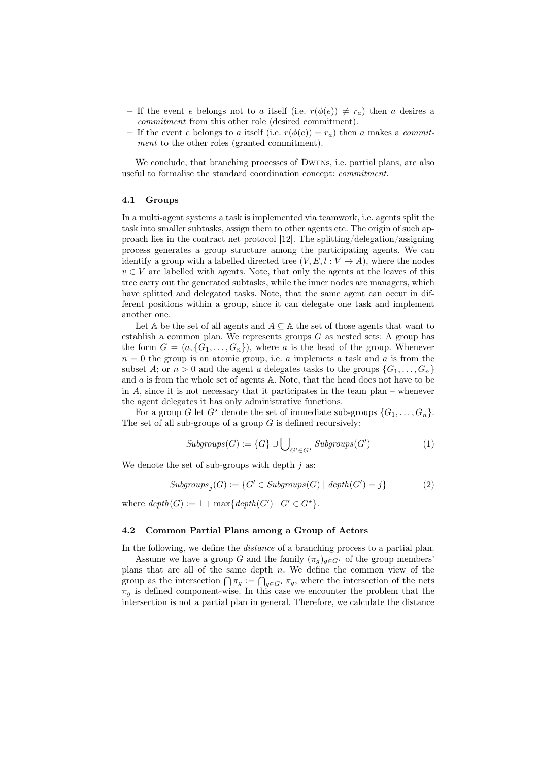- If the event $e$ belongs not to $a$ itself (i.e. $r(\phi(e)) \neq r_a$) then $a$ desires a *commitment* from this other role (desired commitment).
- If the event $e$ belongs to $a$ itself (i.e. $r(\phi(e)) = r_a$) then $a$ makes a *commitment* to the other roles (granted commitment).

We conclude, that branching processes of DWFNs, i.e. partial plans, are also useful to formalise the standard coordination concept: *commitment*.

### 4.1 Groups

In a multi-agent systems a task is implemented via teamwork, i.e. agents split the task into smaller subtasks, assign them to other agents etc. The origin of such approach lies in the contract net protocol [12]. The splitting/delegation/assigning process generates a group structure among the participating agents. We can identify a group with a labelled directed tree $(V, E, l : V \to A)$, where the nodes $v \in V$ are labelled with agents. Note, that only the agents at the leaves of this tree carry out the generated subtasks, while the inner nodes are managers, which have splitted and delegated tasks. Note, that the same agent can occur in different positions within a group, since it can delegate one task and implement another one.

Let $\mathbb{A}$ be the set of all agents and $A \subseteq \mathbb{A}$ the set of those agents that want to establish a common plan. We represents groups $G$ as nested sets: A group has the form $G = (a, \{G_1, \ldots, G_n\})$, where $a$ is the head of the group. Whenever $n = 0$ the group is an atomic group, i.e. $a$ implemets a task and $a$ is from the subset $A$; or $n > 0$ and the agent $a$ delegates tasks to the groups $\{G_1, \ldots, G_n\}$ and $a$ is from the whole set of agents $\mathbb{A}$. Note, that the head does not have to be in $A$, since it is not necessary that it participates in the team plan – whenever the agent delegates it has only administrative functions.

For a group $G$ let $G^\star$ denote the set of immediate sub-groups $\{G_1, \ldots, G_n\}$. The set of all sub-groups of a group $G$ is defined recursively:

$$Subgroups(G) := \{G\} \cup \bigcup_{G' \in G^\star} Subgroups(G') \tag{1}$$

We denote the set of sub-groups with depth $j$ as:

$$Subgroups_j(G) := \{G' \in Subgroups(G) \mid depth(G') = j\} \tag{2}$$

where $depth(G) := 1 + \max\{depth(G') \mid G' \in G^\star\}$.

### 4.2 Common Partial Plans among a Group of Actors

In the following, we define the *distance* of a branching process to a partial plan.

Assume we have a group $G$ and the family $(\pi_g)_{g \in G^\star}$ of the group members' plans that are all of the same depth $n$. We define the common view of the group as the intersection $\bigcap \pi_g := \bigcap_{g \in G^\star} \pi_g$, where the intersection of the nets $\pi_g$ is defined component-wise. In this case we encounter the problem that the intersection is not a partial plan in general. Therefore, we calculate the distance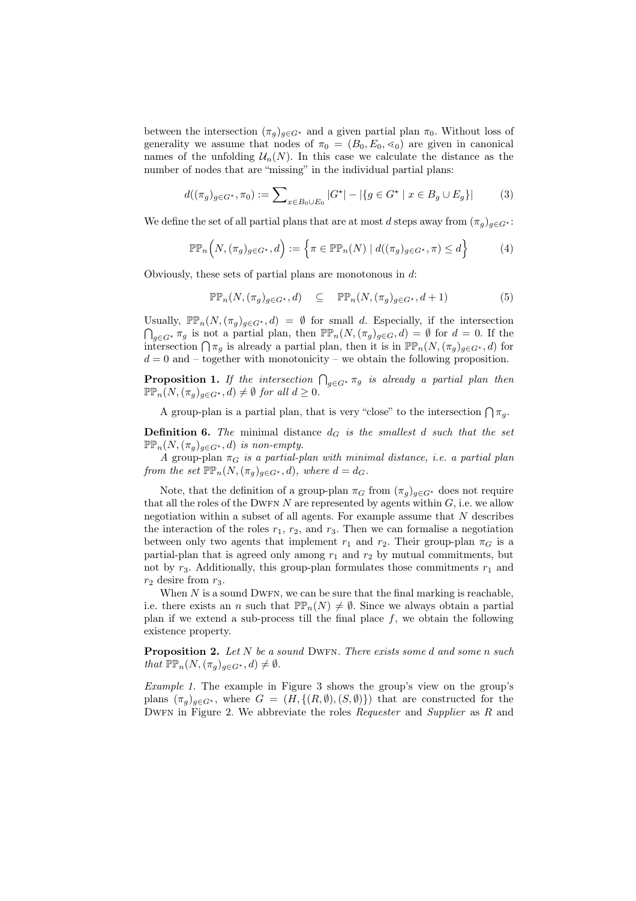between the intersection $(\pi_g)_{g \in G^\star}$ and a given partial plan $\pi_0$. Without loss of generality we assume that nodes of $\pi_0 = (B_0, E_0, \lessdot_0)$ are given in canonical names of the unfolding $\mathcal{U}_n(N)$. In this case we calculate the distance as the number of nodes that are "missing" in the individual partial plans:

$$d((\pi_g)_{g \in G^\star}, \pi_0) := \sum\nolimits_{x \in B_0 \cup E_0} |G^\star| - |\{g \in G^\star \mid x \in B_g \cup E_g\}| \tag{3}$$

We define the set of all partial plans that are at most $d$ steps away from $(\pi_g)_{g \in G^\star}$:

$$\mathbb{PP}_n\Big(N, (\pi_g)_{g \in G^\star}, d\Big) := \Big\{\pi \in \mathbb{PP}_n(N) \mid d((\pi_g)_{g \in G^\star}, \pi) \leq d\Big\} \tag{4}$$

Obviously, these sets of partial plans are monotonous in $d$:

$$\mathbb{PP}_n(N, (\pi_g)_{g \in G^\star}, d) \quad \subseteq \quad \mathbb{PP}_n(N, (\pi_g)_{g \in G^\star}, d + 1) \tag{5}$$

Usually, $\mathbb{PP}_n(N, (\pi_g)_{g \in G^\star}, d) = \emptyset$ for small $d$. Especially, if the intersection $\bigcap_{g \in G^\star} \pi_g$ is not a partial plan, then $\mathbb{PP}_n(N, (\pi_g)_{g \in G}, d) = \emptyset$ for $d = 0$. If the intersection $\bigcap \pi_g$ is already a partial plan, then it is in $\mathbb{PP}_n(N, (\pi_g)_{g \in G^\star}, d)$ for $d = 0$ and – together with monotonicity – we obtain the following proposition.

**Proposition 1.** *If the intersection $\bigcap_{g \in G^\star} \pi_g$ is already a partial plan then $\mathbb{PP}_n(N, (\pi_g)_{g \in G^\star}, d) \neq \emptyset$ for all $d \geq 0$.*

A group-plan is a partial plan, that is very "close" to the intersection $\bigcap \pi_g$.

**Definition 6.** *The* minimal distance $d_G$ *is the smallest $d$ such that the set $\mathbb{PP}_n(N, (\pi_g)_{g \in G^\star}, d)$ is non-empty.*

*A* group-plan $\pi_G$ *is a partial-plan with minimal distance, i.e. a partial plan from the set $\mathbb{PP}_n(N, (\pi_g)_{g \in G^\star}, d)$, where $d = d_G$.*

Note, that the definition of a group-plan $\pi_G$ from $(\pi_g)_{g \in G^\star}$ does not require that all the roles of the DWFN $N$ are represented by agents within $G$, i.e. we allow negotiation within a subset of all agents. For example assume that $N$ describes the interaction of the roles $r_1$, $r_2$, and $r_3$. Then we can formalise a negotiation between only two agents that implement $r_1$ and $r_2$. Their group-plan $\pi_G$ is a partial-plan that is agreed only among $r_1$ and $r_2$ by mutual commitments, but not by $r_3$. Additionally, this group-plan formulates those commitments $r_1$ and $r_2$ desire from $r_3$.

When $N$ is a sound DWFN, we can be sure that the final marking is reachable, i.e. there exists an $n$ such that $\mathbb{PP}_n(N) \neq \emptyset$. Since we always obtain a partial plan if we extend a sub-process till the final place $f$, we obtain the following existence property.

**Proposition 2.** *Let $N$ be a sound* DWFN. *There exists some $d$ and some $n$ such that $\mathbb{PP}_n(N, (\pi_g)_{g \in G^\star}, d) \neq \emptyset$.*

*Example 1.* The example in Figure 3 shows the group's view on the group's plans $(\pi_g)_{g \in G^\star}$, where $G = (H, \{(R, \emptyset), (S, \emptyset)\})$ that are constructed for the DWFN in Figure 2. We abbreviate the roles *Requester* and *Supplier* as $R$ and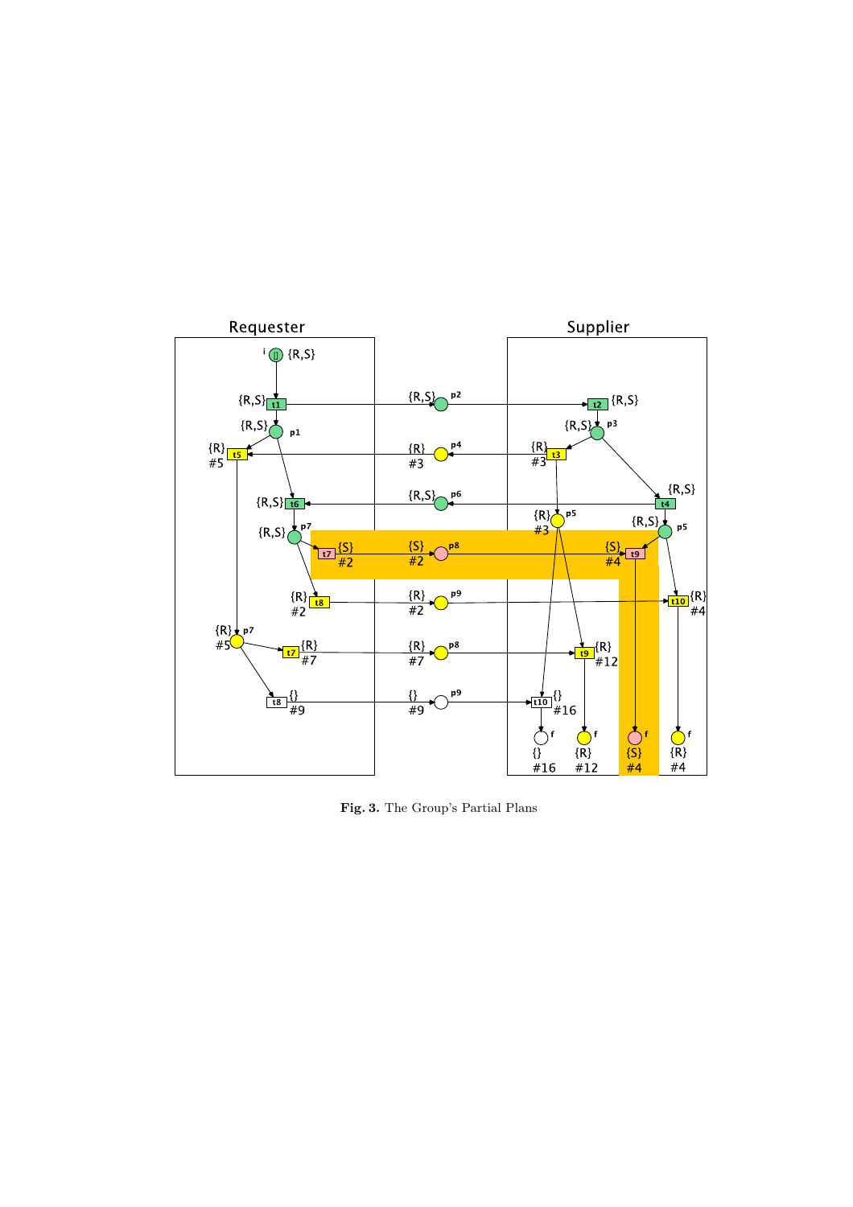Fig. 3. The Group's Partial Plans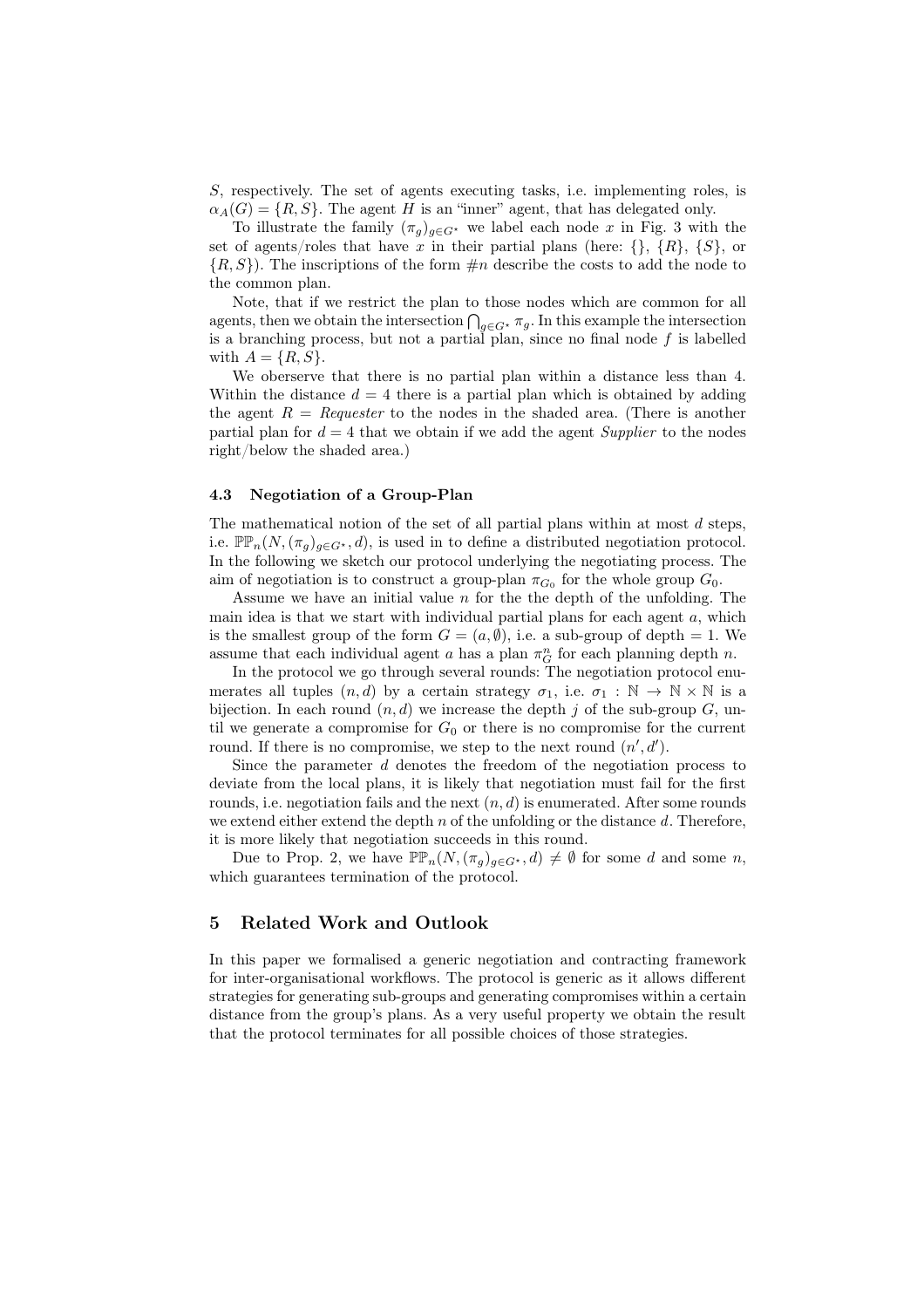$S$, respectively. The set of agents executing tasks, i.e. implementing roles, is $\alpha_A(G) = \{R, S\}$. The agent $H$ is an "inner" agent, that has delegated only.

To illustrate the family $(\pi_g)_{g \in G^\star}$ we label each node $x$ in Fig. 3 with the set of agents/roles that have $x$ in their partial plans (here: $\{\}$, $\{R\}$, $\{S\}$, or $\{R, S\}$). The inscriptions of the form $\#n$ describe the costs to add the node to the common plan.

Note, that if we restrict the plan to those nodes which are common for all agents, then we obtain the intersection $\bigcap_{g \in G^\star} \pi_g$. In this example the intersection is a branching process, but not a partial plan, since no final node $f$ is labelled with $A = \{R, S\}$.

We oberserve that there is no partial plan within a distance less than 4. Within the distance $d = 4$ there is a partial plan which is obtained by adding the agent $R = Requester$ to the nodes in the shaded area. (There is another partial plan for $d = 4$ that we obtain if we add the agent *Supplier* to the nodes right/below the shaded area.)

### 4.3 Negotiation of a Group-Plan

The mathematical notion of the set of all partial plans within at most $d$ steps, i.e. $\mathbb{PP}_n(N, (\pi_g)_{g \in G^\star}, d)$, is used in to define a distributed negotiation protocol. In the following we sketch our protocol underlying the negotiating process. The aim of negotiation is to construct a group-plan $\pi_{G_0}$ for the whole group $G_0$.

Assume we have an initial value $n$ for the the depth of the unfolding. The main idea is that we start with individual partial plans for each agent $a$, which is the smallest group of the form $G = (a, \emptyset)$, i.e. a sub-group of depth = 1. We assume that each individual agent $a$ has a plan $\pi_G^n$ for each planning depth $n$.

In the protocol we go through several rounds: The negotiation protocol enumerates all tuples $(n, d)$ by a certain strategy $\sigma_1$, i.e. $\sigma_1 : \mathbb{N} \to \mathbb{N} \times \mathbb{N}$ is a bijection. In each round $(n, d)$ we increase the depth $j$ of the sub-group $G$, until we generate a compromise for $G_0$ or there is no compromise for the current round. If there is no compromise, we step to the next round $(n', d')$.

Since the parameter $d$ denotes the freedom of the negotiation process to deviate from the local plans, it is likely that negotiation must fail for the first rounds, i.e. negotiation fails and the next $(n, d)$ is enumerated. After some rounds we extend either extend the depth $n$ of the unfolding or the distance $d$. Therefore, it is more likely that negotiation succeeds in this round.

Due to Prop. 2, we have $\mathbb{PP}_n(N, (\pi_g)_{g \in G^\star}, d) \neq \emptyset$ for some $d$ and some $n$, which guarantees termination of the protocol.

## 5 Related Work and Outlook

In this paper we formalised a generic negotiation and contracting framework for inter-organisational workflows. The protocol is generic as it allows different strategies for generating sub-groups and generating compromises within a certain distance from the group's plans. As a very useful property we obtain the result that the protocol terminates for all possible choices of those strategies.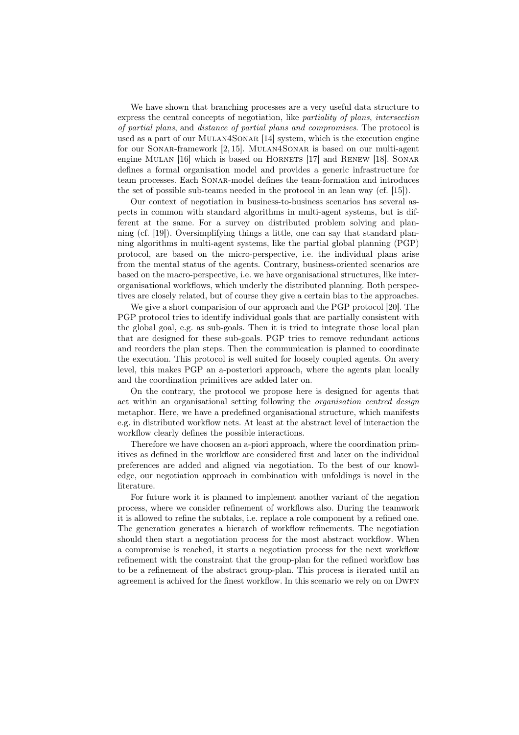We have shown that branching processes are a very useful data structure to express the central concepts of negotiation, like *partiality of plans*, *intersection of partial plans*, and *distance of partial plans and compromises*. The protocol is used as a part of our Mulan4Sonar [14] system, which is the execution engine for our Sonar-framework [2, 15]. Mulan4Sonar is based on our multi-agent engine Mulan [16] which is based on Hornets [17] and Renew [18]. Sonar defines a formal organisation model and provides a generic infrastructure for team processes. Each Sonar-model defines the team-formation and introduces the set of possible sub-teams needed in the protocol in an lean way (cf. [15]).

Our context of negotiation in business-to-business scenarios has several aspects in common with standard algorithms in multi-agent systems, but is different at the same. For a survey on distributed problem solving and planning (cf. [19]). Oversimplifying things a little, one can say that standard planning algorithms in multi-agent systems, like the partial global planning (PGP) protocol, are based on the micro-perspective, i.e. the individual plans arise from the mental status of the agents. Contrary, business-oriented scenarios are based on the macro-perspective, i.e. we have organisational structures, like inter-organisational workflows, which underly the distributed planning. Both perspectives are closely related, but of course they give a certain bias to the approaches.

We give a short comparision of our approach and the PGP protocol [20]. The PGP protocol tries to identify individual goals that are partially consistent with the global goal, e.g. as sub-goals. Then it is tried to integrate those local plan that are designed for these sub-goals. PGP tries to remove redundant actions and reorders the plan steps. Then the communication is planned to coordinate the execution. This protocol is well suited for loosely coupled agents. On avery level, this makes PGP an a-posteriori approach, where the agents plan locally and the coordination primitives are added later on.

On the contrary, the protocol we propose here is designed for agents that act within an organisational setting following the *organisation centred design* metaphor. Here, we have a predefined organisational structure, which manifests e.g. in distributed workflow nets. At least at the abstract level of interaction the workflow clearly defines the possible interactions.

Therefore we have choosen an a-piori approach, where the coordination primitives as defined in the workflow are considered first and later on the individual preferences are added and aligned via negotiation. To the best of our knowledge, our negotiation approach in combination with unfoldings is novel in the literature.

For future work it is planned to implement another variant of the negation process, where we consider refinement of workflows also. During the teamwork it is allowed to refine the subtaks, i.e. replace a role component by a refined one. The generation generates a hierarch of workflow refinements. The negotiation should then start a negotiation process for the most abstract workflow. When a compromise is reached, it starts a negotiation process for the next workflow refinement with the constraint that the group-plan for the refined workflow has to be a refinement of the abstract group-plan. This process is iterated until an agreement is achived for the finest workflow. In this scenario we rely on on Dwfn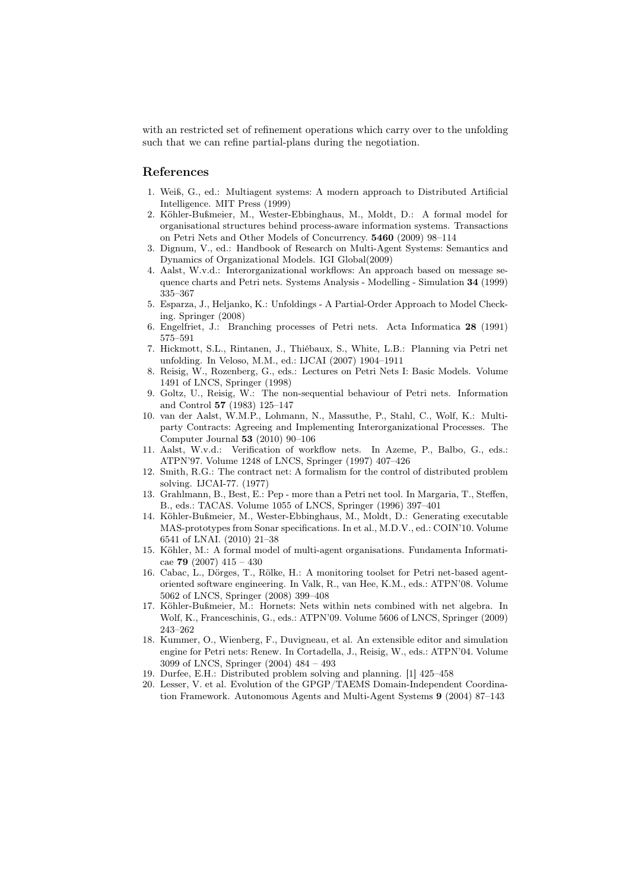with an restricted set of refinement operations which carry over to the unfolding such that we can refine partial-plans during the negotiation.

## References

1. Weiß, G., ed.: Multiagent systems: A modern approach to Distributed Artificial Intelligence. MIT Press (1999)
2. Köhler-Bußmeier, M., Wester-Ebbinghaus, M., Moldt, D.: A formal model for organisational structures behind process-aware information systems. Transactions on Petri Nets and Other Models of Concurrency. **5460** (2009) 98–114
3. Dignum, V., ed.: Handbook of Research on Multi-Agent Systems: Semantics and Dynamics of Organizational Models. IGI Global(2009)
4. Aalst, W.v.d.: Interorganizational workflows: An approach based on message sequence charts and Petri nets. Systems Analysis - Modelling - Simulation **34** (1999) 335–367
5. Esparza, J., Heljanko, K.: Unfoldings - A Partial-Order Approach to Model Checking. Springer (2008)
6. Engelfriet, J.: Branching processes of Petri nets. Acta Informatica **28** (1991) 575–591
7. Hickmott, S.L., Rintanen, J., Thiébaux, S., White, L.B.: Planning via Petri net unfolding. In Veloso, M.M., ed.: IJCAI (2007) 1904–1911
8. Reisig, W., Rozenberg, G., eds.: Lectures on Petri Nets I: Basic Models. Volume 1491 of LNCS, Springer (1998)
9. Goltz, U., Reisig, W.: The non-sequential behaviour of Petri nets. Information and Control **57** (1983) 125–147
10. van der Aalst, W.M.P., Lohmann, N., Massuthe, P., Stahl, C., Wolf, K.: Multiparty Contracts: Agreeing and Implementing Interorganizational Processes. The Computer Journal **53** (2010) 90–106
11. Aalst, W.v.d.: Verification of workflow nets. In Azeme, P., Balbo, G., eds.: ATPN'97. Volume 1248 of LNCS, Springer (1997) 407–426
12. Smith, R.G.: The contract net: A formalism for the control of distributed problem solving. IJCAI-77. (1977)
13. Grahlmann, B., Best, E.: Pep - more than a Petri net tool. In Margaria, T., Steffen, B., eds.: TACAS. Volume 1055 of LNCS, Springer (1996) 397–401
14. Köhler-Bußmeier, M., Wester-Ebbinghaus, M., Moldt, D.: Generating executable MAS-prototypes from Sonar specifications. In et al., M.D.V., ed.: COIN'10. Volume 6541 of LNAI. (2010) 21–38
15. Köhler, M.: A formal model of multi-agent organisations. Fundamenta Informaticae **79** (2007) 415 – 430
16. Cabac, L., Dörges, T., Rölke, H.: A monitoring toolset for Petri net-based agent-oriented software engineering. In Valk, R., van Hee, K.M., eds.: ATPN'08. Volume 5062 of LNCS, Springer (2008) 399–408
17. Köhler-Bußmeier, M.: Hornets: Nets within nets combined with net algebra. In Wolf, K., Franceschinis, G., eds.: ATPN'09. Volume 5606 of LNCS, Springer (2009) 243–262
18. Kummer, O., Wienberg, F., Duvigneau, et al. An extensible editor and simulation engine for Petri nets: Renew. In Cortadella, J., Reisig, W., eds.: ATPN'04. Volume 3099 of LNCS, Springer (2004) 484 – 493
19. Durfee, E.H.: Distributed problem solving and planning. [1] 425–458
20. Lesser, V. et al. Evolution of the GPGP/TAEMS Domain-Independent Coordination Framework. Autonomous Agents and Multi-Agent Systems **9** (2004) 87–143